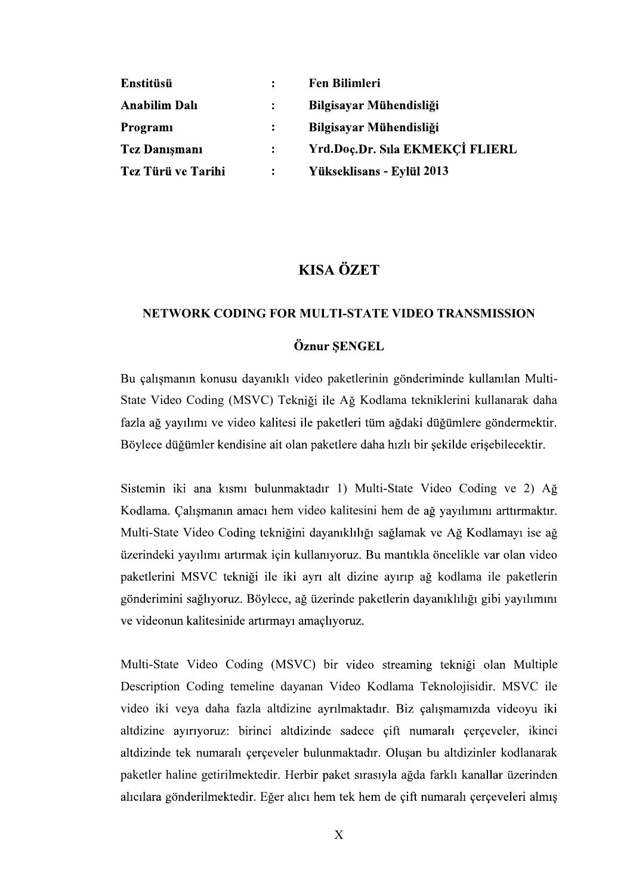| | | |
|---|---|---|
| **Enstitüsü** | **:** | **Fen Bilimleri** |
| **Anabilim Dalı** | **:** | **Bilgisayar Mühendisliği** |
| **Programı** | **:** | **Bilgisayar Mühendisliği** |
| **Tez Danışmanı** | **:** | **Yrd.Doç.Dr. Sıla EKMEKÇİ FLIERL** |
| **Tez Türü ve Tarihi** | **:** | **Yükseklisans - Eylül 2013** |

# KISA ÖZET

## NETWORK CODING FOR MULTI-STATE VIDEO TRANSMISSION

**Öznur ŞENGEL**

Bu çalışmanın konusu dayanıklı video paketlerinin gönderiminde kullanılan Multi-State Video Coding (MSVC) Tekniği ile Ağ Kodlama tekniklerini kullanarak daha fazla ağ yayılımı ve video kalitesi ile paketleri tüm ağdaki düğümlere göndermektir. Böylece düğümler kendisine ait olan paketlere daha hızlı bir şekilde erişebilecektir.

Sistemin iki ana kısmı bulunmaktadır 1) Multi-State Video Coding ve 2) Ağ Kodlama. Çalışmanın amacı hem video kalitesini hem de ağ yayılımını arttırmaktır. Multi-State Video Coding tekniğini dayanıklılığı sağlamak ve Ağ Kodlamayı ise ağ üzerindeki yayılımı artırmak için kullanıyoruz. Bu mantıkla öncelikle var olan video paketlerini MSVC tekniği ile iki ayrı alt dizine ayırıp ağ kodlama ile paketlerin gönderimini sağlıyoruz. Böylece, ağ üzerinde paketlerin dayanıklılığı gibi yayılımını ve videonun kalitesinide artırmayı amaçlıyoruz.

Multi-State Video Coding (MSVC) bir video streaming tekniği olan Multiple Description Coding temeline dayanan Video Kodlama Teknolojisidir. MSVC ile video iki veya daha fazla altdizine ayrılmaktadır. Biz çalışmamızda videoyu iki altdizine ayırıyoruz: birinci altdizinde sadece çift numaralı çerçeveler, ikinci altdizinde tek numaralı çerçeveler bulunmaktadır. Oluşan bu altdizinler kodlanarak paketler haline getirilmektedir. Herbir paket sırasıyla ağda farklı kanallar üzerinden alıcılara gönderilmektedir. Eğer alıcı hem tek hem de çift numaralı çerçeveleri almış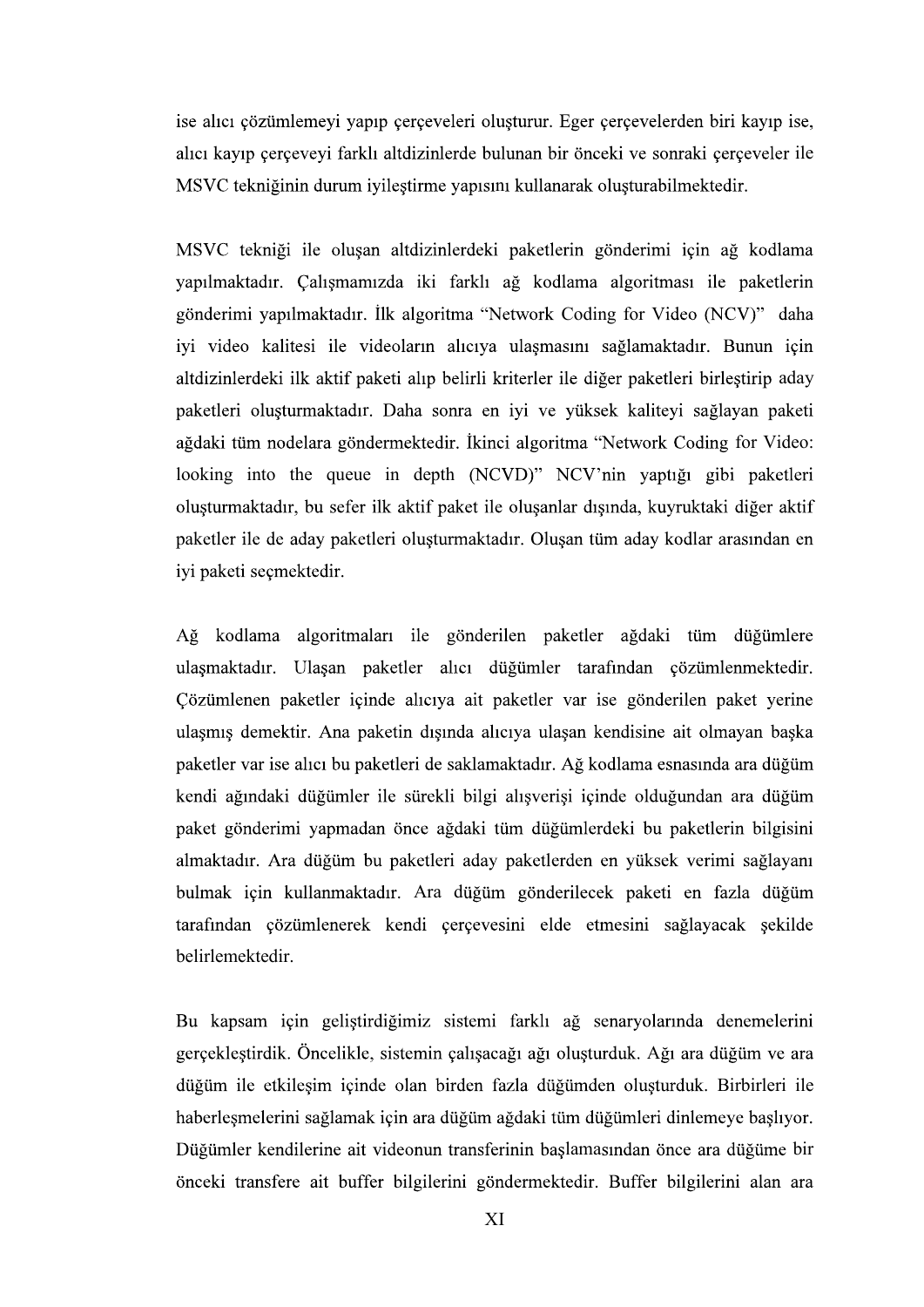ise alıcı çözümlemeyi yapıp çerçeveleri oluşturur. Eger çerçevelerden biri kayıp ise, alıcı kayıp çerçeveyi farklı altdizinlerde bulunan bir önceki ve sonraki çerçeveler ile MSVC tekniğinin durum iyileştirme yapısını kullanarak oluşturabilmektedir.

MSVC tekniği ile oluşan altdizinlerdeki paketlerin gönderimi için ağ kodlama yapılmaktadır. Çalışmamızda iki farklı ağ kodlama algoritması ile paketlerin gönderimi yapılmaktadır. İlk algoritma "Network Coding for Video (NCV)" daha iyi video kalitesi ile videoların alıcıya ulaşmasını sağlamaktadır. Bunun için altdizinlerdeki ilk aktif paketi alıp belirli kriterler ile diğer paketleri birleştirip aday paketleri oluşturmaktadır. Daha sonra en iyi ve yüksek kaliteyi sağlayan paketi ağdaki tüm nodelara göndermektedir. İkinci algoritma "Network Coding for Video: looking into the queue in depth (NCVD)" NCV'nin yaptığı gibi paketleri oluşturmaktadır, bu sefer ilk aktif paket ile oluşanlar dışında, kuyruktaki diğer aktif paketler ile de aday paketleri oluşturmaktadır. Oluşan tüm aday kodlar arasından en iyi paketi seçmektedir.

Ağ kodlama algoritmaları ile gönderilen paketler ağdaki tüm düğümlere ulaşmaktadır. Ulaşan paketler alıcı düğümler tarafından çözümlenmektedir. Çözümlenen paketler içinde alıcıya ait paketler var ise gönderilen paket yerine ulaşmış demektir. Ana paketin dışında alıcıya ulaşan kendisine ait olmayan başka paketler var ise alıcı bu paketleri de saklamaktadır. Ağ kodlama esnasında ara düğüm kendi ağındaki düğümler ile sürekli bilgi alışverişi içinde olduğundan ara düğüm paket gönderimi yapmadan önce ağdaki tüm düğümlerdeki bu paketlerin bilgisini almaktadır. Ara düğüm bu paketleri aday paketlerden en yüksek verimi sağlayanı bulmak için kullanmaktadır. Ara düğüm gönderilecek paketi en fazla düğüm tarafından çözümlenerek kendi çerçevesini elde etmesini sağlayacak şekilde belirlemektedir.

Bu kapsam için geliştirdiğimiz sistemi farklı ağ senaryolarında denemelerini gerçekleştirdik. Öncelikle, sistemin çalışacağı ağı oluşturduk. Ağı ara düğüm ve ara düğüm ile etkileşim içinde olan birden fazla düğümden oluşturduk. Birbirleri ile haberleşmelerini sağlamak için ara düğüm ağdaki tüm düğümleri dinlemeye başlıyor. Düğümler kendilerine ait videonun transferinin başlamasından önce ara düğüme bir önceki transfere ait buffer bilgilerini göndermektedir. Buffer bilgilerini alan ara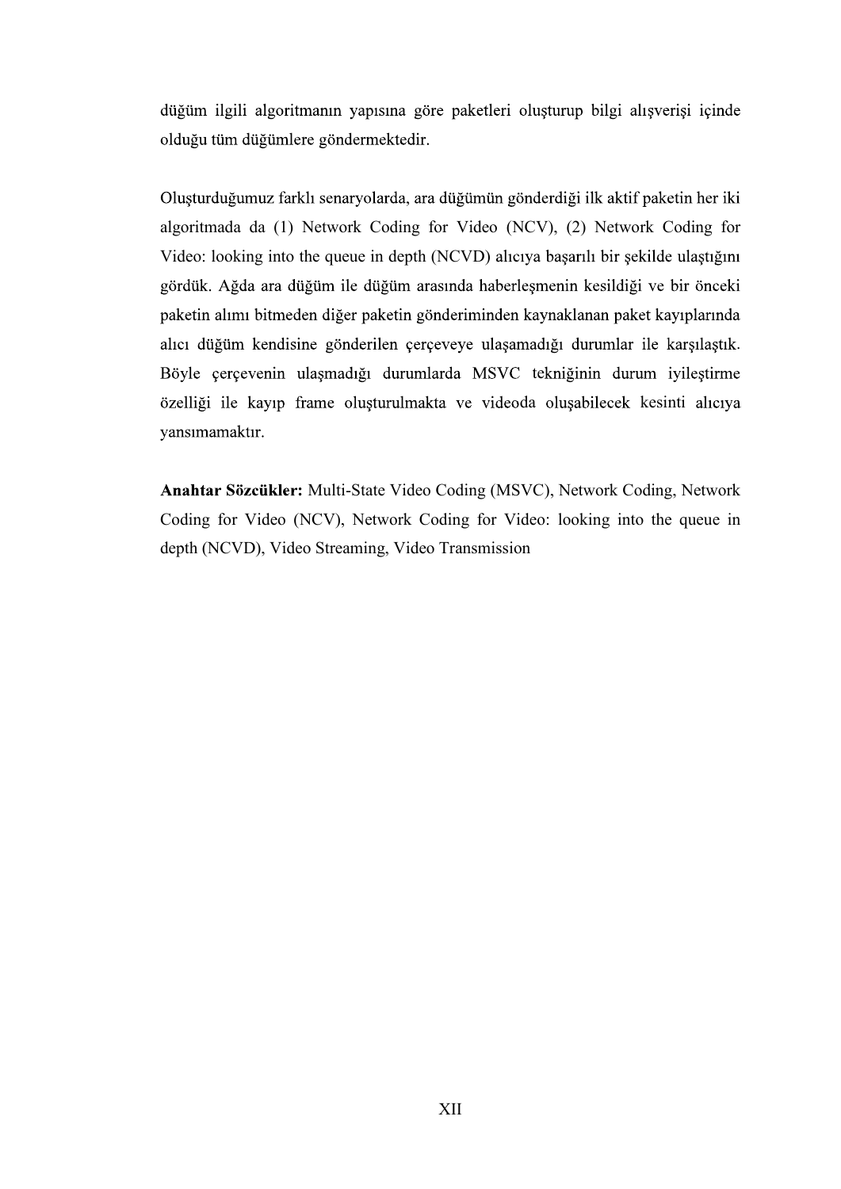düğüm ilgili algoritmanın yapısına göre paketleri oluşturup bilgi alışverişi içinde olduğu tüm düğümlere göndermektedir.

Oluşturduğumuz farklı senaryolarda, ara düğümün gönderdiği ilk aktif paketin her iki algoritmada da (1) Network Coding for Video (NCV), (2) Network Coding for Video: looking into the queue in depth (NCVD) alıcıya başarılı bir şekilde ulaştığını gördük. Ağda ara düğüm ile düğüm arasında haberleşmenin kesildiği ve bir önceki paketin alımı bitmeden diğer paketin gönderiminden kaynaklanan paket kayıplarında alıcı düğüm kendisine gönderilen çerçeveye ulaşamadığı durumlar ile karşılaştık. Böyle çerçevenin ulaşmadığı durumlarda MSVC tekniğinin durum iyileştirme özelliği ile kayıp frame oluşturulmakta ve videoda oluşabilecek kesinti alıcıya yansımamaktır.

**Anahtar Sözcükler:** Multi-State Video Coding (MSVC), Network Coding, Network Coding for Video (NCV), Network Coding for Video: looking into the queue in depth (NCVD), Video Streaming, Video Transmission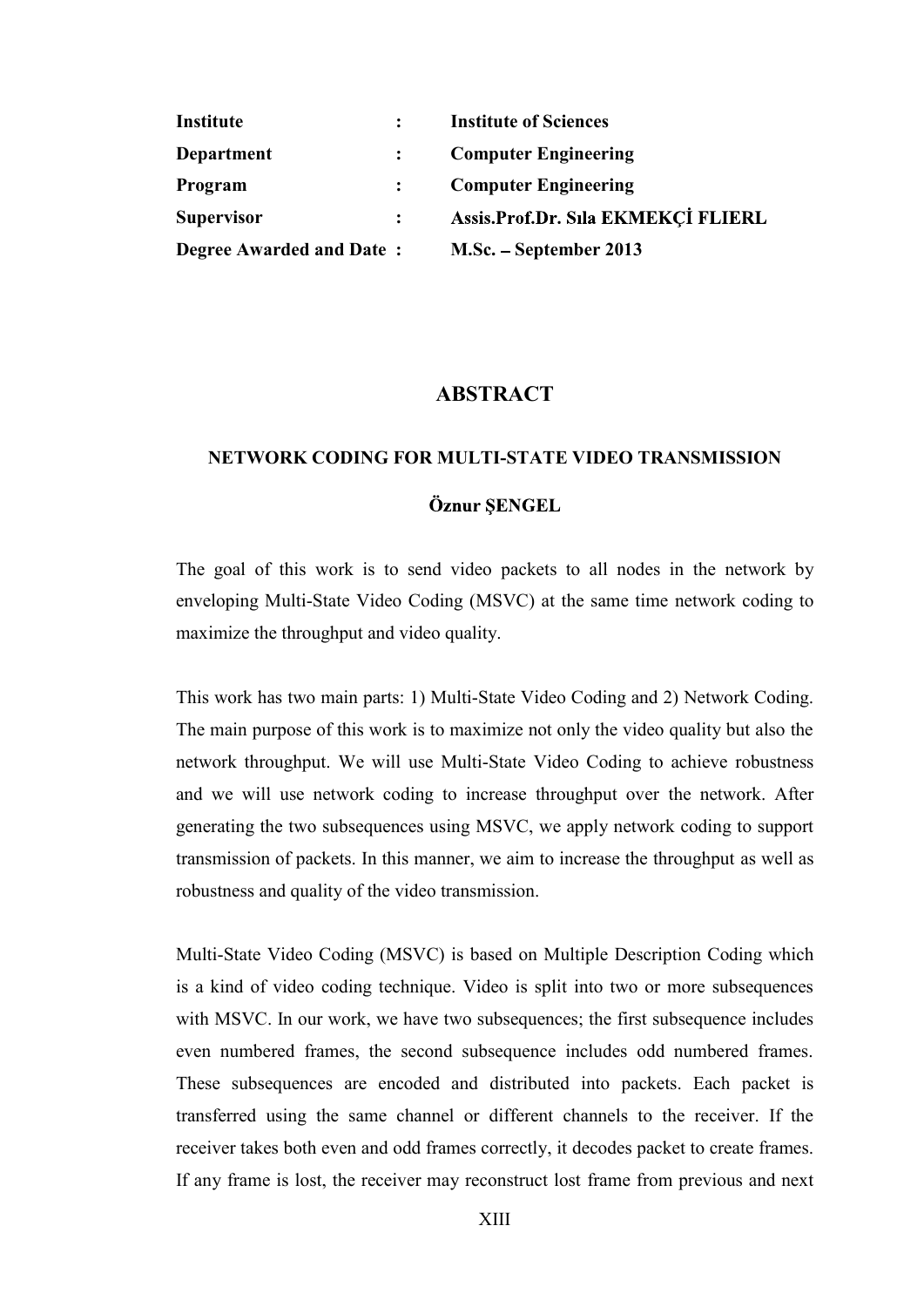| | | |
|---|---|---|
| **Institute** | **:** | **Institute of Sciences** |
| **Department** | **:** | **Computer Engineering** |
| **Program** | **:** | **Computer Engineering** |
| **Supervisor** | **:** | **Assis.Prof.Dr. Sıla EKMEKÇİ FLIERL** |
| **Degree Awarded and Date** | **:** | **M.Sc. – September 2013** |

# ABSTRACT

## NETWORK CODING FOR MULTI-STATE VIDEO TRANSMISSION

**Öznur ŞENGEL**

The goal of this work is to send video packets to all nodes in the network by enveloping Multi-State Video Coding (MSVC) at the same time network coding to maximize the throughput and video quality.

This work has two main parts: 1) Multi-State Video Coding and 2) Network Coding. The main purpose of this work is to maximize not only the video quality but also the network throughput. We will use Multi-State Video Coding to achieve robustness and we will use network coding to increase throughput over the network. After generating the two subsequences using MSVC, we apply network coding to support transmission of packets. In this manner, we aim to increase the throughput as well as robustness and quality of the video transmission.

Multi-State Video Coding (MSVC) is based on Multiple Description Coding which is a kind of video coding technique. Video is split into two or more subsequences with MSVC. In our work, we have two subsequences; the first subsequence includes even numbered frames, the second subsequence includes odd numbered frames. These subsequences are encoded and distributed into packets. Each packet is transferred using the same channel or different channels to the receiver. If the receiver takes both even and odd frames correctly, it decodes packet to create frames. If any frame is lost, the receiver may reconstruct lost frame from previous and next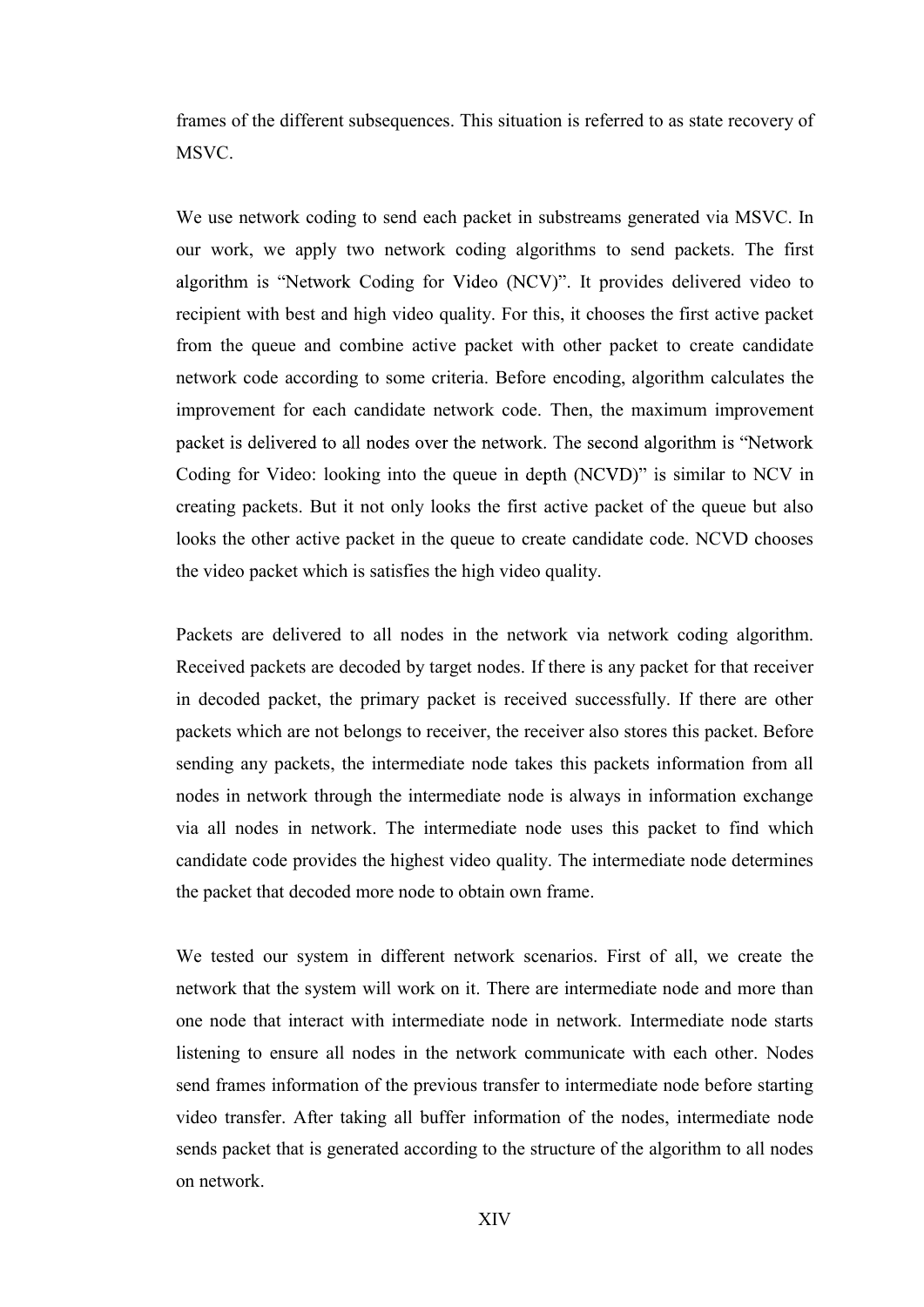frames of the different subsequences. This situation is referred to as state recovery of MSVC.

We use network coding to send each packet in substreams generated via MSVC. In our work, we apply two network coding algorithms to send packets. The first algorithm is "Network Coding for Video (NCV)". It provides delivered video to recipient with best and high video quality. For this, it chooses the first active packet from the queue and combine active packet with other packet to create candidate network code according to some criteria. Before encoding, algorithm calculates the improvement for each candidate network code. Then, the maximum improvement packet is delivered to all nodes over the network. The second algorithm is "Network Coding for Video: looking into the queue in depth (NCVD)" is similar to NCV in creating packets. But it not only looks the first active packet of the queue but also looks the other active packet in the queue to create candidate code. NCVD chooses the video packet which is satisfies the high video quality.

Packets are delivered to all nodes in the network via network coding algorithm. Received packets are decoded by target nodes. If there is any packet for that receiver in decoded packet, the primary packet is received successfully. If there are other packets which are not belongs to receiver, the receiver also stores this packet. Before sending any packets, the intermediate node takes this packets information from all nodes in network through the intermediate node is always in information exchange via all nodes in network. The intermediate node uses this packet to find which candidate code provides the highest video quality. The intermediate node determines the packet that decoded more node to obtain own frame.

We tested our system in different network scenarios. First of all, we create the network that the system will work on it. There are intermediate node and more than one node that interact with intermediate node in network. Intermediate node starts listening to ensure all nodes in the network communicate with each other. Nodes send frames information of the previous transfer to intermediate node before starting video transfer. After taking all buffer information of the nodes, intermediate node sends packet that is generated according to the structure of the algorithm to all nodes on network.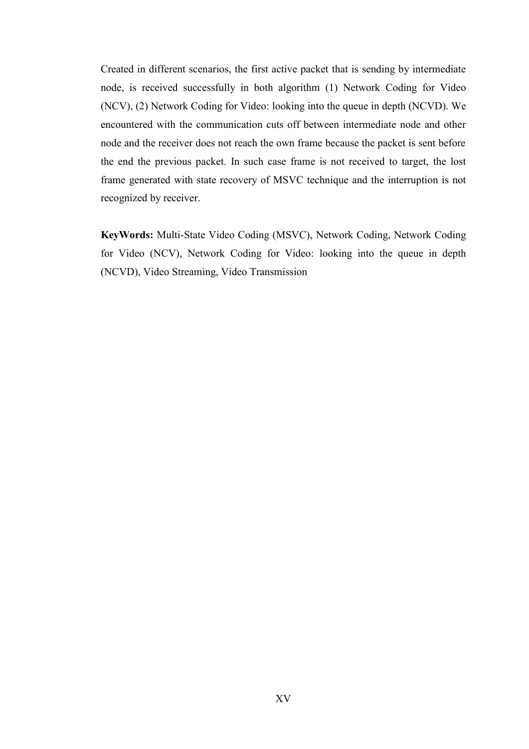Created in different scenarios, the first active packet that is sending by intermediate node, is received successfully in both algorithm (1) Network Coding for Video (NCV), (2) Network Coding for Video: looking into the queue in depth (NCVD). We encountered with the communication cuts off between intermediate node and other node and the receiver does not reach the own frame because the packet is sent before the end the previous packet. In such case frame is not received to target, the lost frame generated with state recovery of MSVC technique and the interruption is not recognized by receiver.

**KeyWords:** Multi-State Video Coding (MSVC), Network Coding, Network Coding for Video (NCV), Network Coding for Video: looking into the queue in depth (NCVD), Video Streaming, Video Transmission